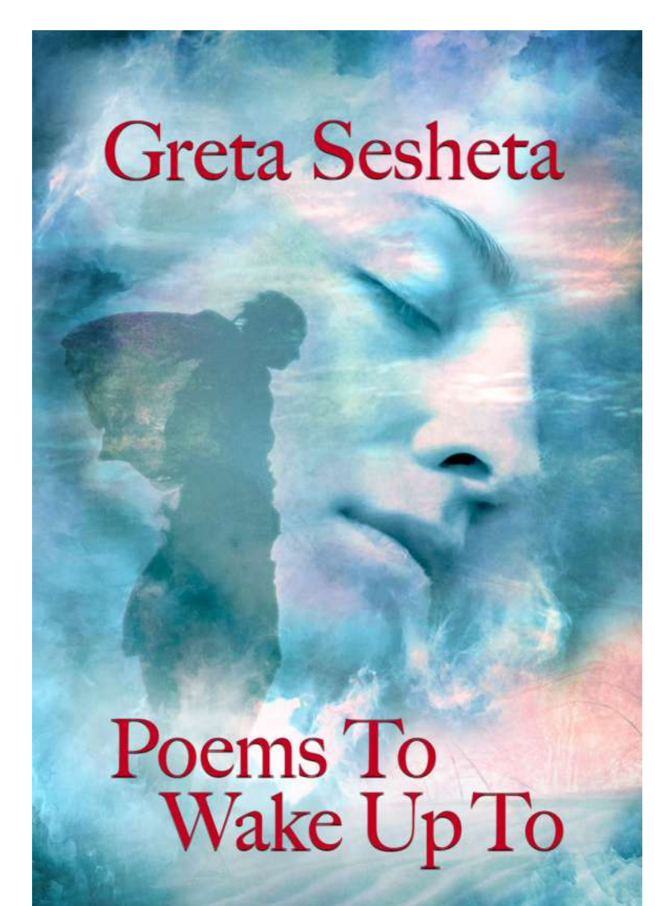# Greta Sesheta

# Poems To Wake Up To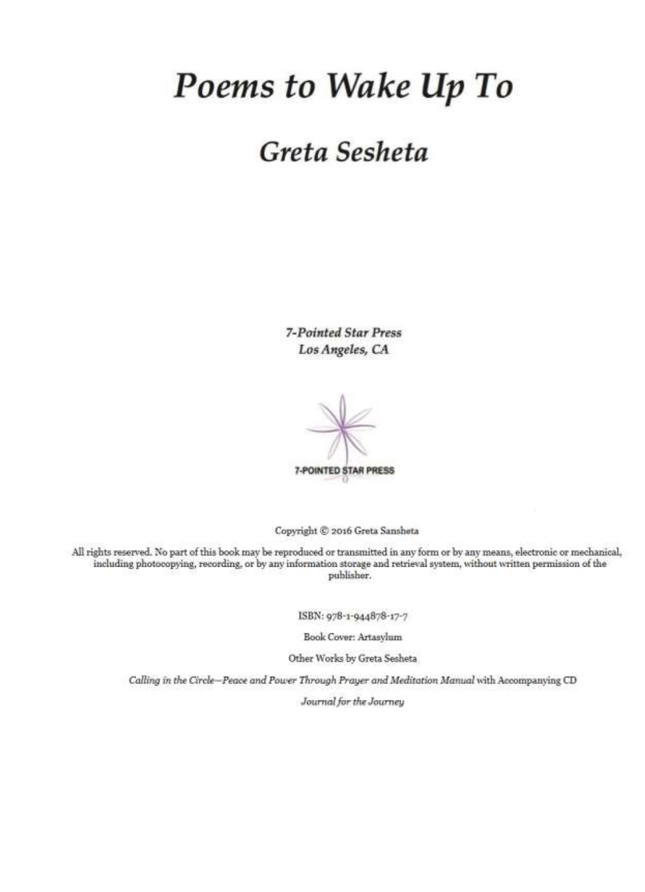# *Poems to Wake Up To*

## *Greta Sesheta*

*7-Pointed Star Press*
*Los Angeles, CA*

7-POINTED STAR PRESS

Copyright © 2016 Greta Sansheta

All rights reserved. No part of this book may be reproduced or transmitted in any form or by any means, electronic or mechanical, including photocopying, recording, or by any information storage and retrieval system, without written permission of the publisher.

ISBN: 978-1-944878-17-7

Book Cover: Artasylum

Other Works by Greta Sesheta

*Calling in the Circle—Peace and Power Through Prayer and Meditation Manual* with Accompanying CD

*Journal for the Journey*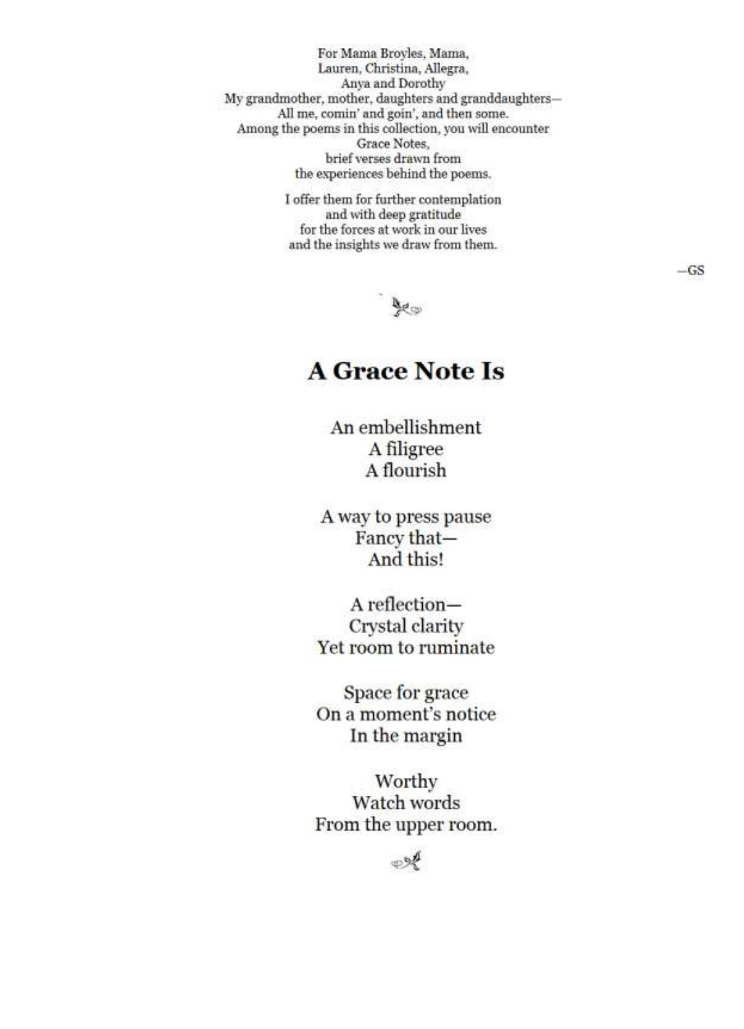For Mama Broyles, Mama,
Lauren, Christina, Allegra,
Anya and Dorothy
My grandmother, mother, daughters and granddaughters—
All me, comin' and goin', and then some.
Among the poems in this collection, you will encounter
Grace Notes,
brief verses drawn from
the experiences behind the poems.

I offer them for further contemplation
and with deep gratitude
for the forces at work in our lives
and the insights we draw from them.

—GS

## A Grace Note Is

An embellishment
A filigree
A flourish

A way to press pause
Fancy that—
And this!

A reflection—
Crystal clarity
Yet room to ruminate

Space for grace
On a moment's notice
In the margin

Worthy
Watch words
From the upper room.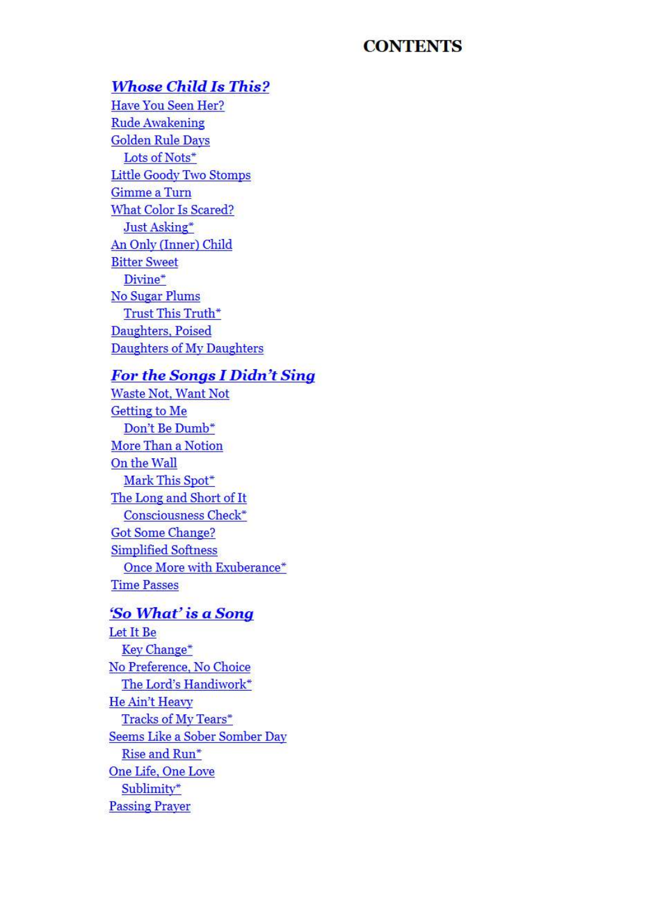# CONTENTS

## *Whose Child Is This?*

- Have You Seen Her?
- Rude Awakening
- Golden Rule Days
    - Lots of Nots*
- Little Goody Two Stomps
- Gimme a Turn
- What Color Is Scared?
    - Just Asking*
- An Only (Inner) Child
- Bitter Sweet
    - Divine*
- No Sugar Plums
    - Trust This Truth*
- Daughters, Poised
- Daughters of My Daughters

## *For the Songs I Didn't Sing*

- Waste Not, Want Not
- Getting to Me
    - Don't Be Dumb*
- More Than a Notion
- On the Wall
    - Mark This Spot*
- The Long and Short of It
    - Consciousness Check*
- Got Some Change?
- Simplified Softness
    - Once More with Exuberance*
- Time Passes

## *'So What' is a Song*

- Let It Be
    - Key Change*
- No Preference, No Choice
    - The Lord's Handiwork*
- He Ain't Heavy
    - Tracks of My Tears*
- Seems Like a Sober Somber Day
    - Rise and Run*
- One Life, One Love
    - Sublimity*
- Passing Prayer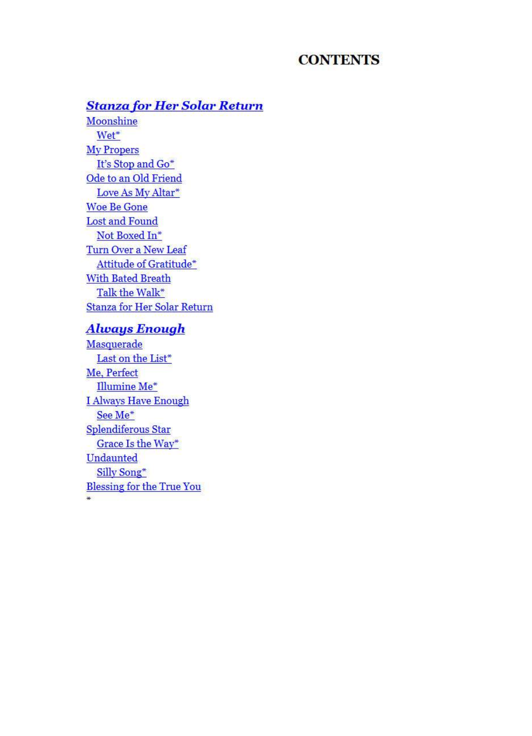# CONTENTS

## *Stanza for Her Solar Return*

Moonshine
  Wet*
My Propers
  It's Stop and Go*
Ode to an Old Friend
  Love As My Altar*
Woe Be Gone
Lost and Found
  Not Boxed In*
Turn Over a New Leaf
  Attitude of Gratitude*
With Bated Breath
  Talk the Walk*
Stanza for Her Solar Return

## *Always Enough*

Masquerade
  Last on the List*
Me, Perfect
  Illumine Me*
I Always Have Enough
  See Me*
Splendiferous Star
  Grace Is the Way*
Undaunted
  Silly Song*
Blessing for the True You
*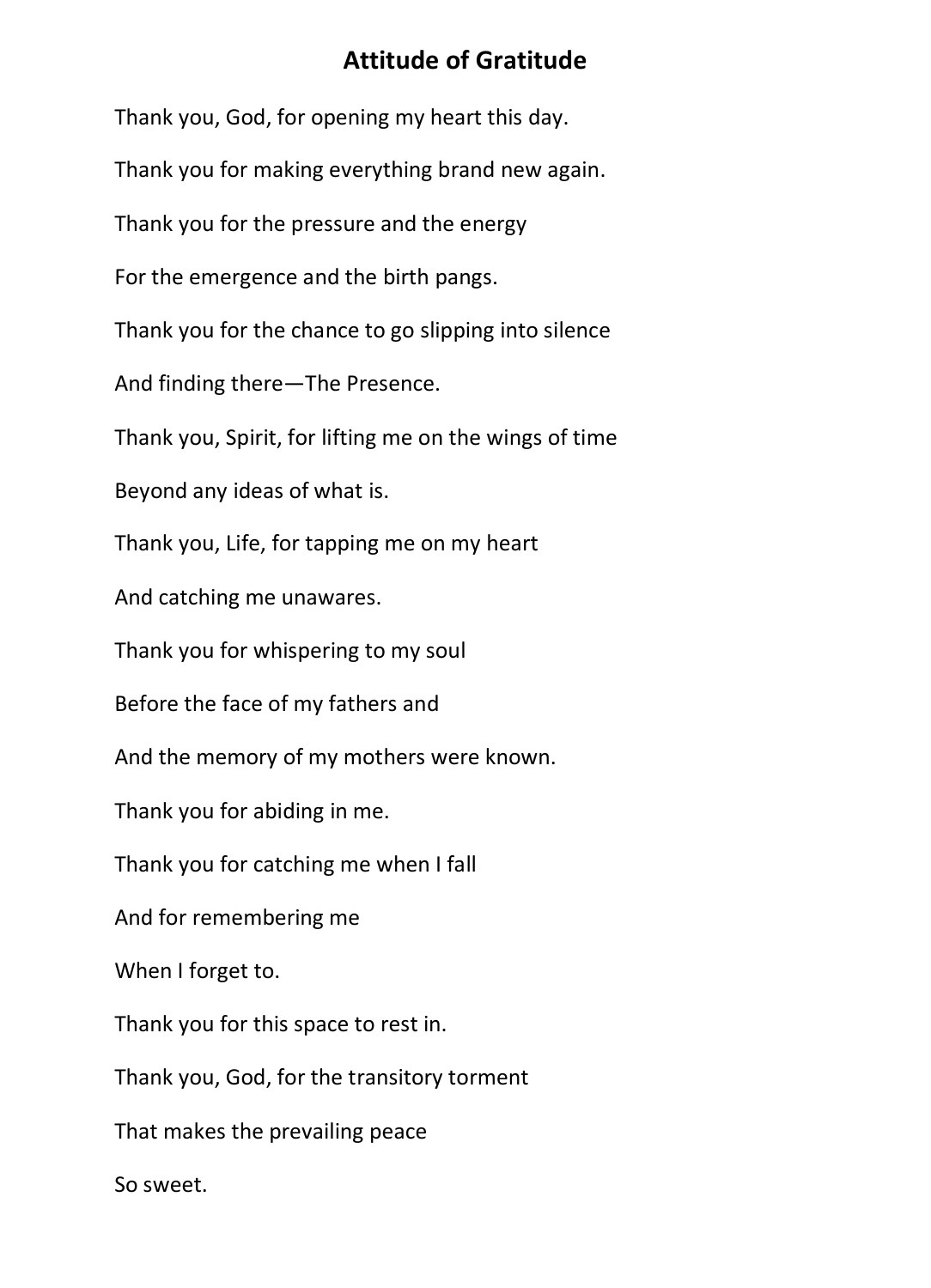# Attitude of Gratitude

Thank you, God, for opening my heart this day.

Thank you for making everything brand new again.

Thank you for the pressure and the energy

For the emergence and the birth pangs.

Thank you for the chance to go slipping into silence

And finding there—The Presence.

Thank you, Spirit, for lifting me on the wings of time

Beyond any ideas of what is.

Thank you, Life, for tapping me on my heart

And catching me unawares.

Thank you for whispering to my soul

Before the face of my fathers and

And the memory of my mothers were known.

Thank you for abiding in me.

Thank you for catching me when I fall

And for remembering me

When I forget to.

Thank you for this space to rest in.

Thank you, God, for the transitory torment

That makes the prevailing peace

So sweet.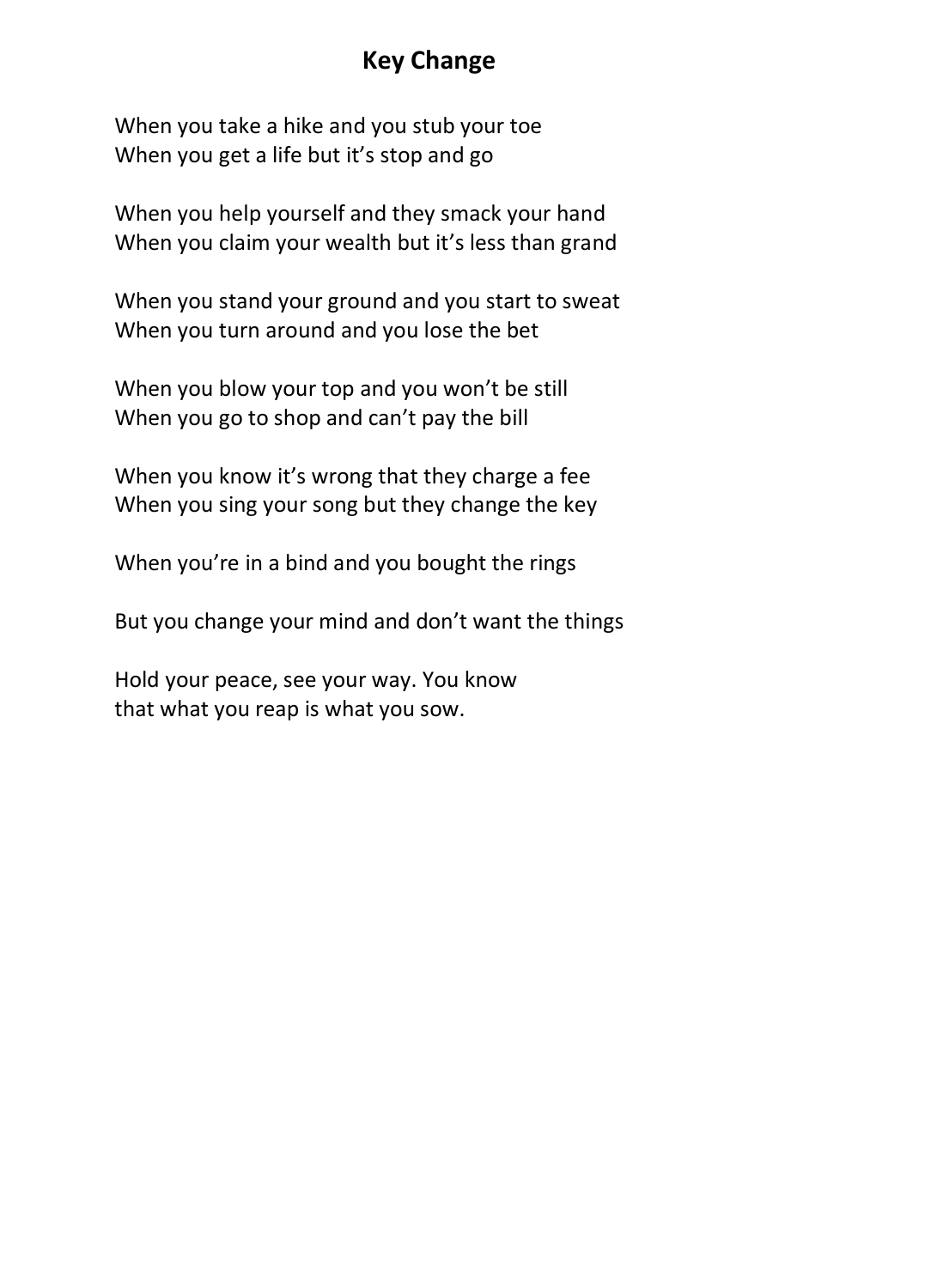# Key Change

When you take a hike and you stub your toe
When you get a life but it's stop and go

When you help yourself and they smack your hand
When you claim your wealth but it's less than grand

When you stand your ground and you start to sweat
When you turn around and you lose the bet

When you blow your top and you won't be still
When you go to shop and can't pay the bill

When you know it's wrong that they charge a fee
When you sing your song but they change the key

When you're in a bind and you bought the rings

But you change your mind and don't want the things

Hold your peace, see your way. You know
that what you reap is what you sow.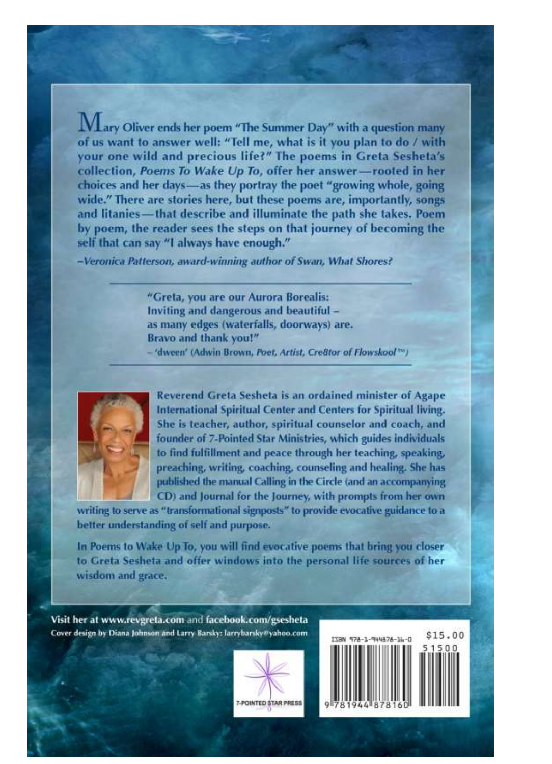Mary Oliver ends her poem "The Summer Day" with a question many of us want to answer well: "Tell me, what is it you plan to do / with your one wild and precious life?" The poems in Greta Sesheta's collection, *Poems To Wake Up To*, offer her answer—rooted in her choices and her days—as they portray the poet "growing whole, going wide." There are stories here, but these poems are, importantly, songs and litanies—that describe and illuminate the path she takes. Poem by poem, the reader sees the steps on that journey of becoming the self that can say "I always have enough."

*–Veronica Patterson, award-winning author of Swan, What Shores?*

---

"Greta, you are our Aurora Borealis:
Inviting and dangerous and beautiful –
as many edges (waterfalls, doorways) are.
Bravo and thank you!"

– 'dween' (Adwin Brown, *Poet, Artist, Cre8tor of Flowskool™*)

---

Reverend Greta Sesheta is an ordained minister of Agape International Spiritual Center and Centers for Spiritual living. She is teacher, author, spiritual counselor and coach, and founder of 7-Pointed Star Ministries, which guides individuals to find fulfillment and peace through her teaching, speaking, preaching, writing, coaching, counseling and healing. She has published the manual Calling in the Circle (and an accompanying CD) and Journal for the Journey, with prompts from her own writing to serve as "transformational signposts" to provide evocative guidance to a better understanding of self and purpose.

In Poems to Wake Up To, you will find evocative poems that bring you closer to Greta Sesheta and offer windows into the personal life sources of her wisdom and grace.

**Visit her at www.revgreta.com** and **facebook.com/gsesheta**

**Cover design by Diana Johnson and Larry Barsky: larrybarsky@yahoo.com**

7-POINTED STAR PRESS

ISBN 978-1-944878-16-0

$15.00

51500

9 781944 878160